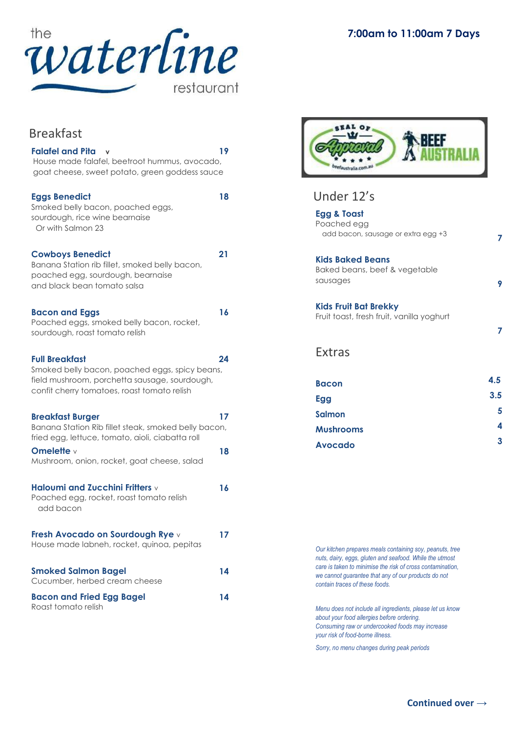# the waterline restaurant

**7:00am to 11:00am 7 Days**

## Breakfast

**Falafel and Pita** v — **19**
House made falafel, beetroot hummus, avocado, goat cheese, sweet potato, green goddess sauce

**Eggs Benedict** — **18**
Smoked belly bacon, poached eggs, sourdough, rice wine bearnaise
Or with Salmon 23

**Cowboys Benedict** — **21**
Banana Station rib fillet, smoked belly bacon, poached egg, sourdough, bearnaise and black bean tomato salsa

**Bacon and Eggs** — **16**
Poached eggs, smoked belly bacon, rocket, sourdough, roast tomato relish

**Full Breakfast** — **24**
Smoked belly bacon, poached eggs, spicy beans, field mushroom, porchetta sausage, sourdough, confit cherry tomatoes, roast tomato relish

**Breakfast Burger** — **17**
Banana Station Rib fillet steak, smoked belly bacon, fried egg, lettuce, tomato, aioli, ciabatta roll

**Omelette** v — **18**
Mushroom, onion, rocket, goat cheese, salad

**Haloumi and Zucchini Fritters** v — **16**
Poached egg, rocket, roast tomato relish
add bacon

**Fresh Avocado on Sourdough Rye** v — **17**
House made labneh, rocket, quinoa, pepitas

**Smoked Salmon Bagel** — **14**
Cucumber, herbed cream cheese

**Bacon and Fried Egg Bagel** — **14**
Roast tomato relish

SEAL OF Approval — BEEF AUSTRALIA — beefaustralia.com.au

## Under 12's

**Egg & Toast** — **7**
Poached egg
add bacon, sausage or extra egg +3

**Kids Baked Beans** — **9**
Baked beans, beef & vegetable sausages

**Kids Fruit Bat Brekky** — **7**
Fruit toast, fresh fruit, vanilla yoghurt

## Extras

| Item | Price |
|---|---|
| **Bacon** | 4.5 |
| **Egg** | 3.5 |
| **Salmon** | 5 |
| **Mushrooms** | 4 |
| **Avocado** | 3 |

*Our kitchen prepares meals containing soy, peanuts, tree nuts, dairy, eggs, gluten and seafood. While the utmost care is taken to minimise the risk of cross contamination, we cannot guarantee that any of our products do not contain traces of these foods.*

*Menu does not include all ingredients, please let us know about your food allergies before ordering.*
*Consuming raw or undercooked foods may increase your risk of food-borne illness.*

*Sorry, no menu changes during peak periods*

**Continued over →**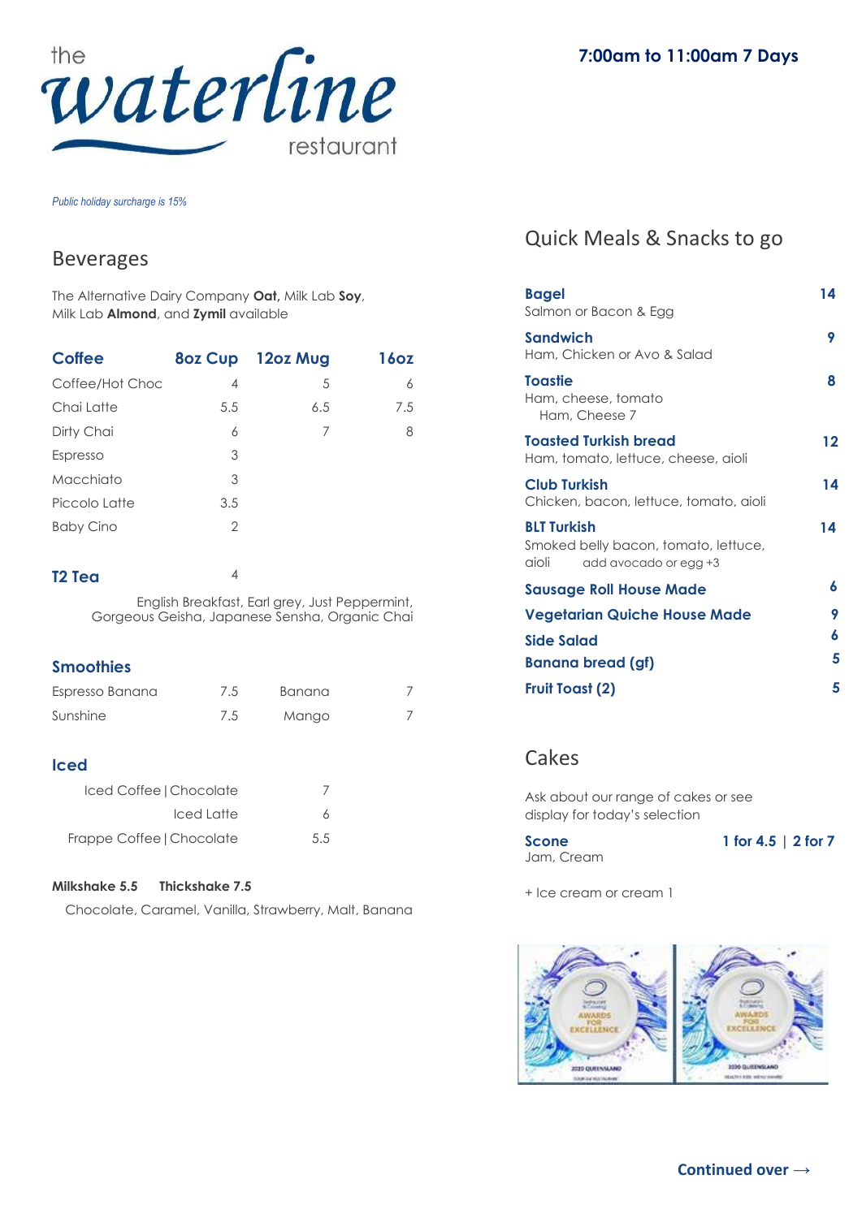# the waterline restaurant

**7:00am to 11:00am 7 Days**

*Public holiday surcharge is 15%*

## Beverages

The Alternative Dairy Company **Oat,** Milk Lab **Soy**, Milk Lab **Almond**, and **Zymil** available

| Coffee | 8oz Cup | 12oz Mug | 16oz |
|---|---|---|---|
| Coffee/Hot Choc | 4 | 5 | 6 |
| Chai Latte | 5.5 | 6.5 | 7.5 |
| Dirty Chai | 6 | 7 | 8 |
| Espresso | 3 | | |
| Macchiato | 3 | | |
| Piccolo Latte | 3.5 | | |
| Baby Cino | 2 | | |

**T2 Tea** 4

English Breakfast, Earl grey, Just Peppermint, Gorgeous Geisha, Japanese Sensha, Organic Chai

### Smoothies

| | | | |
|---|---|---|---|
| Espresso Banana | 7.5 | Banana | 7 |
| Sunshine | 7.5 | Mango | 7 |

### Iced

| | |
|---|---|
| Iced Coffee \| Chocolate | 7 |
| Iced Latte | 6 |
| Frappe Coffee \| Chocolate | 5.5 |

**Milkshake 5.5** **Thickshake 7.5**

Chocolate, Caramel, Vanilla, Strawberry, Malt, Banana

## Quick Meals & Snacks to go

| | |
|---|---|
| **Bagel**<br>Salmon or Bacon & Egg | 14 |
| **Sandwich**<br>Ham, Chicken or Avo & Salad | 9 |
| **Toastie**<br>Ham, cheese, tomato<br>Ham, Cheese 7 | 8 |
| **Toasted Turkish bread**<br>Ham, tomato, lettuce, cheese, aioli | 12 |
| **Club Turkish**<br>Chicken, bacon, lettuce, tomato, aioli | 14 |
| **BLT Turkish**<br>Smoked belly bacon, tomato, lettuce, aioli add avocado or egg +3 | 14 |
| **Sausage Roll House Made** | 6 |
| **Vegetarian Quiche House Made** | 9 |
| **Side Salad** | 6 |
| **Banana bread (gf)** | 5 |
| **Fruit Toast (2)** | 5 |

## Cakes

Ask about our range of cakes or see display for today's selection

**Scone** **1 for 4.5 | 2 for 7**
Jam, Cream

\+ Ice cream or cream 1

**Continued over →**